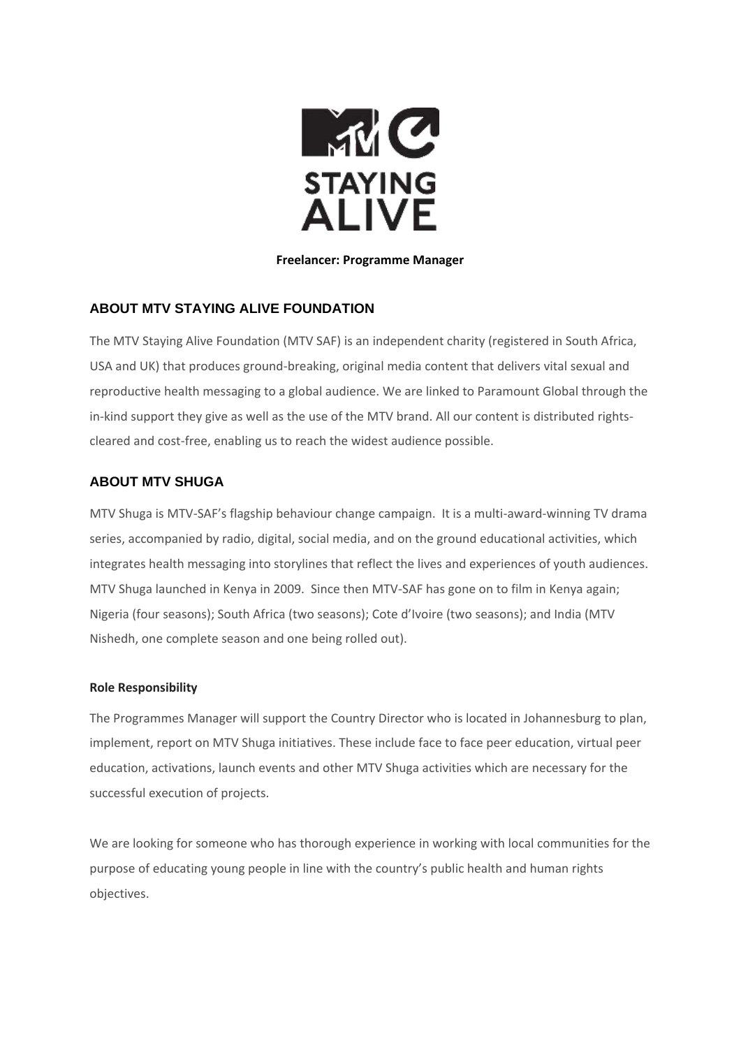**Freelancer: Programme Manager**

## ABOUT MTV STAYING ALIVE FOUNDATION

The MTV Staying Alive Foundation (MTV SAF) is an independent charity (registered in South Africa, USA and UK) that produces ground-breaking, original media content that delivers vital sexual and reproductive health messaging to a global audience. We are linked to Paramount Global through the in-kind support they give as well as the use of the MTV brand. All our content is distributed rights-cleared and cost-free, enabling us to reach the widest audience possible.

## ABOUT MTV SHUGA

MTV Shuga is MTV-SAF's flagship behaviour change campaign. It is a multi-award-winning TV drama series, accompanied by radio, digital, social media, and on the ground educational activities, which integrates health messaging into storylines that reflect the lives and experiences of youth audiences. MTV Shuga launched in Kenya in 2009. Since then MTV-SAF has gone on to film in Kenya again; Nigeria (four seasons); South Africa (two seasons); Cote d'Ivoire (two seasons); and India (MTV Nishedh, one complete season and one being rolled out).

**Role Responsibility**

The Programmes Manager will support the Country Director who is located in Johannesburg to plan, implement, report on MTV Shuga initiatives. These include face to face peer education, virtual peer education, activations, launch events and other MTV Shuga activities which are necessary for the successful execution of projects.

We are looking for someone who has thorough experience in working with local communities for the purpose of educating young people in line with the country's public health and human rights objectives.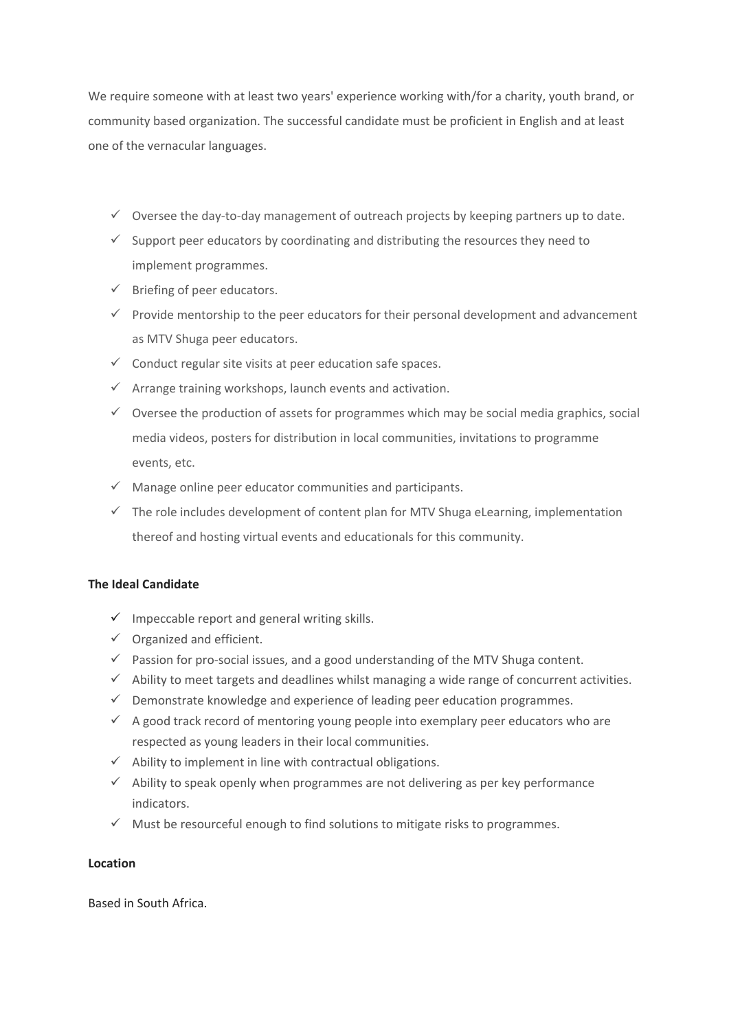We require someone with at least two years' experience working with/for a charity, youth brand, or community based organization. The successful candidate must be proficient in English and at least one of the vernacular languages.

- ✓ Oversee the day-to-day management of outreach projects by keeping partners up to date.
- ✓ Support peer educators by coordinating and distributing the resources they need to implement programmes.
- ✓ Briefing of peer educators.
- ✓ Provide mentorship to the peer educators for their personal development and advancement as MTV Shuga peer educators.
- ✓ Conduct regular site visits at peer education safe spaces.
- ✓ Arrange training workshops, launch events and activation.
- ✓ Oversee the production of assets for programmes which may be social media graphics, social media videos, posters for distribution in local communities, invitations to programme events, etc.
- ✓ Manage online peer educator communities and participants.
- ✓ The role includes development of content plan for MTV Shuga eLearning, implementation thereof and hosting virtual events and educationals for this community.

**The Ideal Candidate**

- ✓ Impeccable report and general writing skills.
- ✓ Organized and efficient.
- ✓ Passion for pro-social issues, and a good understanding of the MTV Shuga content.
- ✓ Ability to meet targets and deadlines whilst managing a wide range of concurrent activities.
- ✓ Demonstrate knowledge and experience of leading peer education programmes.
- ✓ A good track record of mentoring young people into exemplary peer educators who are respected as young leaders in their local communities.
- ✓ Ability to implement in line with contractual obligations.
- ✓ Ability to speak openly when programmes are not delivering as per key performance indicators.
- ✓ Must be resourceful enough to find solutions to mitigate risks to programmes.

**Location**

Based in South Africa.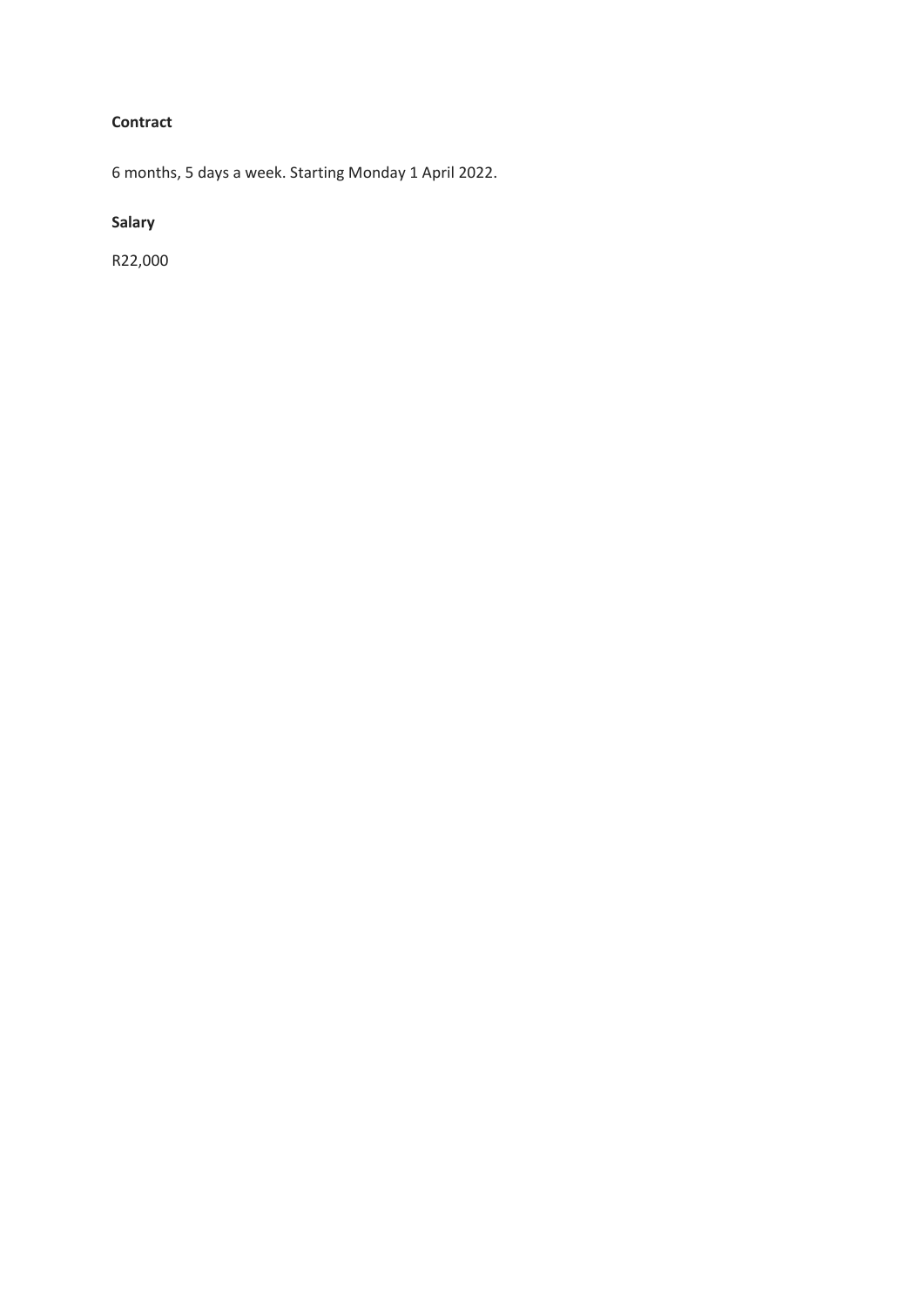**Contract**

6 months, 5 days a week. Starting Monday 1 April 2022.

**Salary**

R22,000